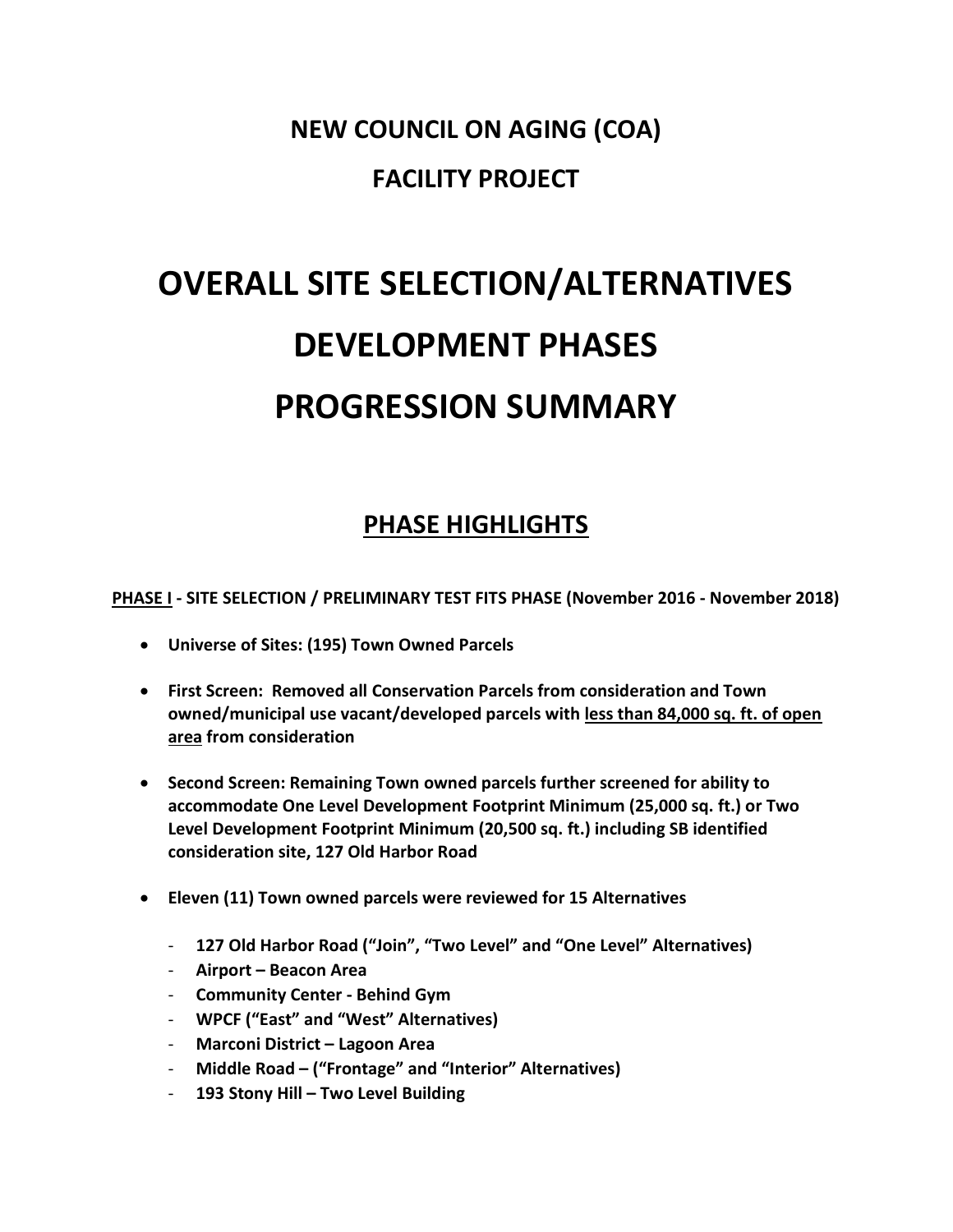# NEW COUNCIL ON AGING (COA)

# FACILITY PROJECT

# OVERALL SITE SELECTION/ALTERNATIVES DEVELOPMENT PHASES PROGRESSION SUMMARY

## PHASE HIGHLIGHTS

**PHASE I - SITE SELECTION / PRELIMINARY TEST FITS PHASE (November 2016 - November 2018)**

- **Universe of Sites: (195) Town Owned Parcels**
- **First Screen: Removed all Conservation Parcels from consideration and Town owned/municipal use vacant/developed parcels with less than 84,000 sq. ft. of open area from consideration**
- **Second Screen: Remaining Town owned parcels further screened for ability to accommodate One Level Development Footprint Minimum (25,000 sq. ft.) or Two Level Development Footprint Minimum (20,500 sq. ft.) including SB identified consideration site, 127 Old Harbor Road**
- **Eleven (11) Town owned parcels were reviewed for 15 Alternatives**
  - **127 Old Harbor Road ("Join", "Two Level" and "One Level" Alternatives)**
  - **Airport – Beacon Area**
  - **Community Center - Behind Gym**
  - **WPCF ("East" and "West" Alternatives)**
  - **Marconi District – Lagoon Area**
  - **Middle Road – ("Frontage" and "Interior" Alternatives)**
  - **193 Stony Hill – Two Level Building**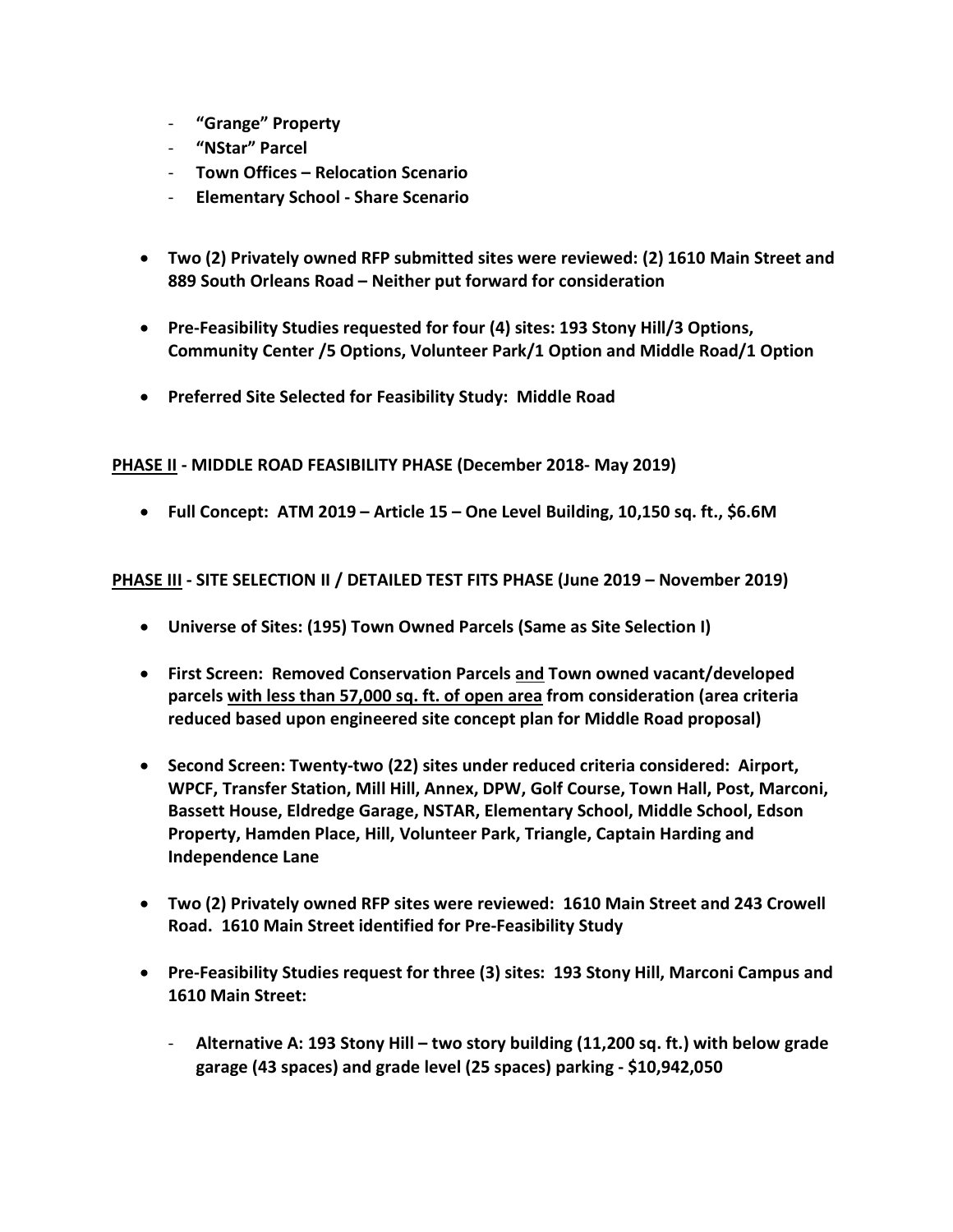- **"Grange" Property**
  - **"NStar" Parcel**
  - **Town Offices – Relocation Scenario**
  - **Elementary School - Share Scenario**

- **Two (2) Privately owned RFP submitted sites were reviewed: (2) 1610 Main Street and 889 South Orleans Road – Neither put forward for consideration**

- **Pre-Feasibility Studies requested for four (4) sites: 193 Stony Hill/3 Options, Community Center /5 Options, Volunteer Park/1 Option and Middle Road/1 Option**

- **Preferred Site Selected for Feasibility Study: Middle Road**

**<u>PHASE II</u> - MIDDLE ROAD FEASIBILITY PHASE (December 2018- May 2019)**

- **Full Concept: ATM 2019 – Article 15 – One Level Building, 10,150 sq. ft., $6.6M**

**<u>PHASE III</u> - SITE SELECTION II / DETAILED TEST FITS PHASE (June 2019 – November 2019)**

- **Universe of Sites: (195) Town Owned Parcels (Same as Site Selection I)**

- **First Screen: Removed Conservation Parcels <u>and</u> Town owned vacant/developed parcels <u>with less than 57,000 sq. ft. of open area</u> from consideration (area criteria reduced based upon engineered site concept plan for Middle Road proposal)**

- **Second Screen: Twenty-two (22) sites under reduced criteria considered: Airport, WPCF, Transfer Station, Mill Hill, Annex, DPW, Golf Course, Town Hall, Post, Marconi, Bassett House, Eldredge Garage, NSTAR, Elementary School, Middle School, Edson Property, Hamden Place, Hill, Volunteer Park, Triangle, Captain Harding and Independence Lane**

- **Two (2) Privately owned RFP sites were reviewed: 1610 Main Street and 243 Crowell Road. 1610 Main Street identified for Pre-Feasibility Study**

- **Pre-Feasibility Studies request for three (3) sites: 193 Stony Hill, Marconi Campus and 1610 Main Street:**

  - **Alternative A: 193 Stony Hill – two story building (11,200 sq. ft.) with below grade garage (43 spaces) and grade level (25 spaces) parking - $10,942,050**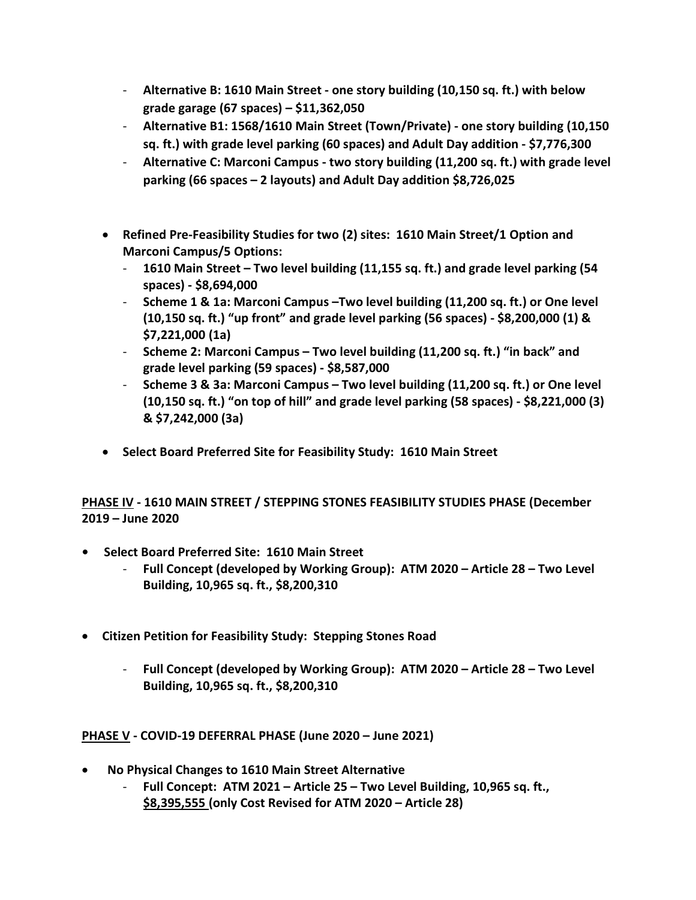- **Alternative B: 1610 Main Street - one story building (10,150 sq. ft.) with below grade garage (67 spaces) – $11,362,050**
- **Alternative B1: 1568/1610 Main Street (Town/Private) - one story building (10,150 sq. ft.) with grade level parking (60 spaces) and Adult Day addition - $7,776,300**
- **Alternative C: Marconi Campus - two story building (11,200 sq. ft.) with grade level parking (66 spaces – 2 layouts) and Adult Day addition $8,726,025**

- **Refined Pre-Feasibility Studies for two (2) sites: 1610 Main Street/1 Option and Marconi Campus/5 Options:**
  - **1610 Main Street – Two level building (11,155 sq. ft.) and grade level parking (54 spaces) - $8,694,000**
  - **Scheme 1 & 1a: Marconi Campus –Two level building (11,200 sq. ft.) or One level (10,150 sq. ft.) "up front" and grade level parking (56 spaces) - $8,200,000 (1) & $7,221,000 (1a)**
  - **Scheme 2: Marconi Campus – Two level building (11,200 sq. ft.) "in back" and grade level parking (59 spaces) - $8,587,000**
  - **Scheme 3 & 3a: Marconi Campus – Two level building (11,200 sq. ft.) or One level (10,150 sq. ft.) "on top of hill" and grade level parking (58 spaces) - $8,221,000 (3) & $7,242,000 (3a)**

- **Select Board Preferred Site for Feasibility Study: 1610 Main Street**

**<u>PHASE IV</u> - 1610 MAIN STREET / STEPPING STONES FEASIBILITY STUDIES PHASE (December 2019 – June 2020**

- **Select Board Preferred Site: 1610 Main Street**
  - **Full Concept (developed by Working Group): ATM 2020 – Article 28 – Two Level Building, 10,965 sq. ft., $8,200,310**

- **Citizen Petition for Feasibility Study: Stepping Stones Road**
  - **Full Concept (developed by Working Group): ATM 2020 – Article 28 – Two Level Building, 10,965 sq. ft., $8,200,310**

**<u>PHASE V</u> - COVID-19 DEFERRAL PHASE (June 2020 – June 2021)**

- **No Physical Changes to 1610 Main Street Alternative**
  - **Full Concept: ATM 2021 – Article 25 – Two Level Building, 10,965 sq. ft., <u>$8,395,555</u> (only Cost Revised for ATM 2020 – Article 28)**